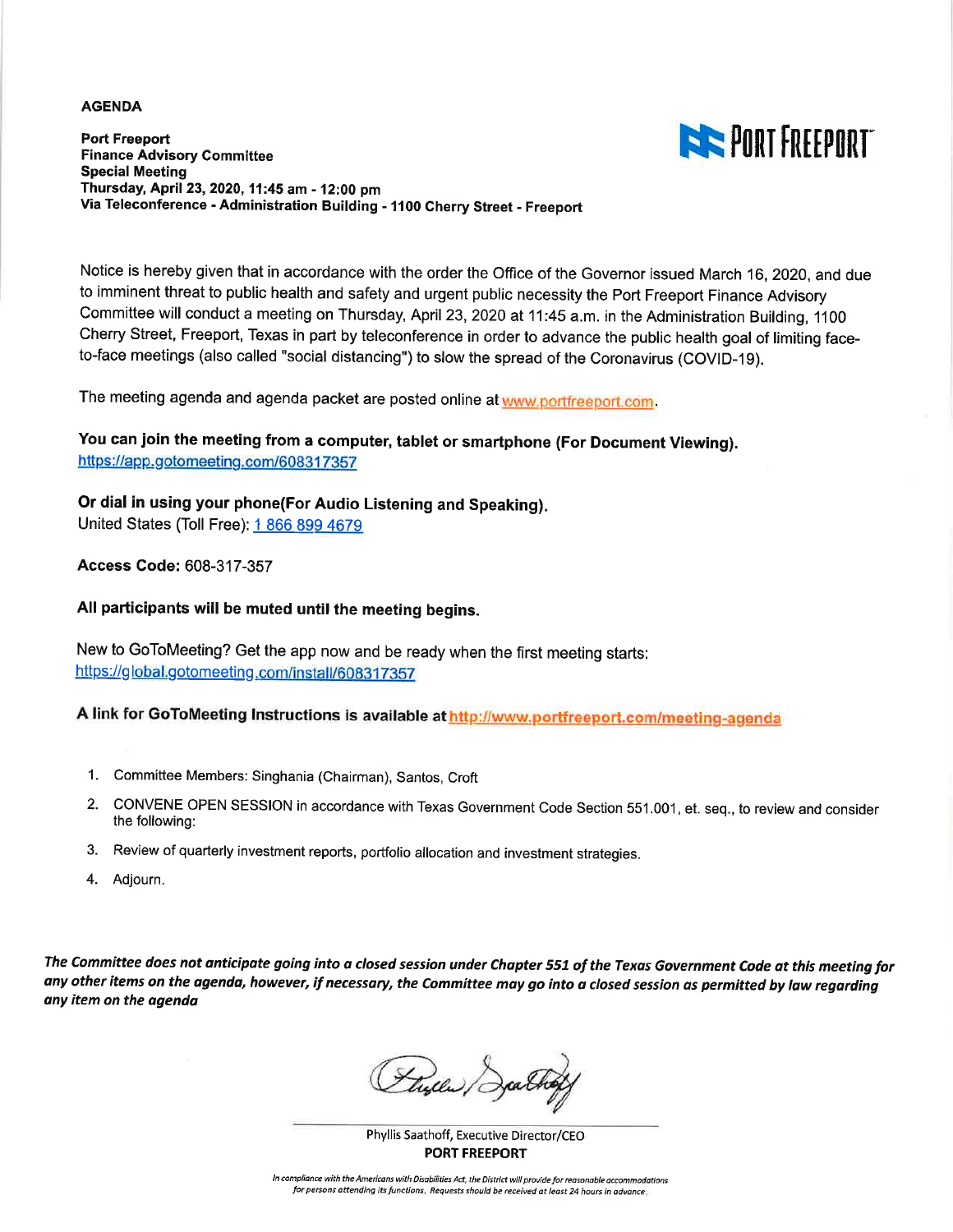**AGENDA**

**Port Freeport**
**Finance Advisory Committee**
**Special Meeting**
**Thursday, April 23, 2020, 11:45 am - 12:00 pm**
**Via Teleconference - Administration Building - 1100 Cherry Street - Freeport**

PORT FREEPORT

Notice is hereby given that in accordance with the order the Office of the Governor issued March 16, 2020, and due to imminent threat to public health and safety and urgent public necessity the Port Freeport Finance Advisory Committee will conduct a meeting on Thursday, April 23, 2020 at 11:45 a.m. in the Administration Building, 1100 Cherry Street, Freeport, Texas in part by teleconference in order to advance the public health goal of limiting face-to-face meetings (also called "social distancing") to slow the spread of the Coronavirus (COVID-19).

The meeting agenda and agenda packet are posted online at www.portfreeport.com.

**You can join the meeting from a computer, tablet or smartphone (For Document Viewing).**
https://app.gotomeeting.com/608317357

**Or dial in using your phone(For Audio Listening and Speaking).**
United States (Toll Free): 1 866 899 4679

**Access Code:** 608-317-357

**All participants will be muted until the meeting begins.**

New to GoToMeeting? Get the app now and be ready when the first meeting starts:
https://global.gotomeeting.com/install/608317357

**A link for GoToMeeting Instructions is available at** http://www.portfreeport.com/meeting-agenda

1. Committee Members: Singhania (Chairman), Santos, Croft
2. CONVENE OPEN SESSION in accordance with Texas Government Code Section 551.001, et. seq., to review and consider the following:
3. Review of quarterly investment reports, portfolio allocation and investment strategies.
4. Adjourn.

***The Committee does not anticipate going into a closed session under Chapter 551 of the Texas Government Code at this meeting for any other items on the agenda, however, if necessary, the Committee may go into a closed session as permitted by law regarding any item on the agenda***

Phyllis Saathoff, Executive Director/CEO
**PORT FREEPORT**

*In compliance with the Americans with Disabilities Act, the District will provide for reasonable accommodations for persons attending its functions. Requests should be received at least 24 hours in advance.*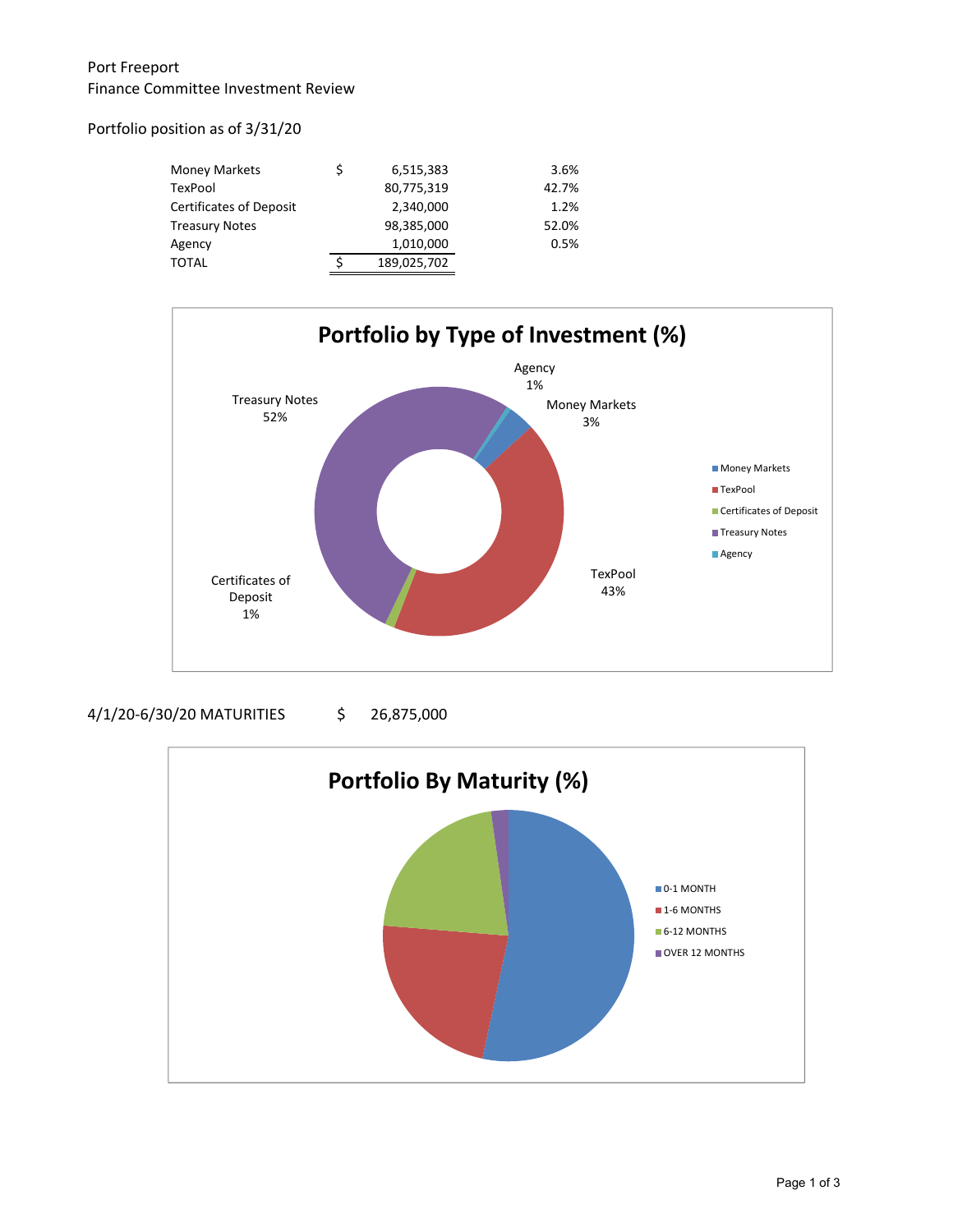Port Freeport
Finance Committee Investment Review

Portfolio position as of 3/31/20

| | | | |
|---|---|---|---|
| Money Markets | $ | 6,515,383 | 3.6% |
| TexPool | | 80,775,319 | 42.7% |
| Certificates of Deposit | | 2,340,000 | 1.2% |
| Treasury Notes | | 98,385,000 | 52.0% |
| Agency | | 1,010,000 | 0.5% |
| TOTAL | $ | 189,025,702 | |

**Portfolio by Type of Investment (%)**

- Money Markets 3%
- TexPool 43%
- Certificates of Deposit 1%
- Treasury Notes 52%
- Agency 1%

4/1/20-6/30/20 MATURITIES $ 26,875,000

**Portfolio By Maturity (%)**

- 0-1 MONTH
- 1-6 MONTHS
- 6-12 MONTHS
- OVER 12 MONTHS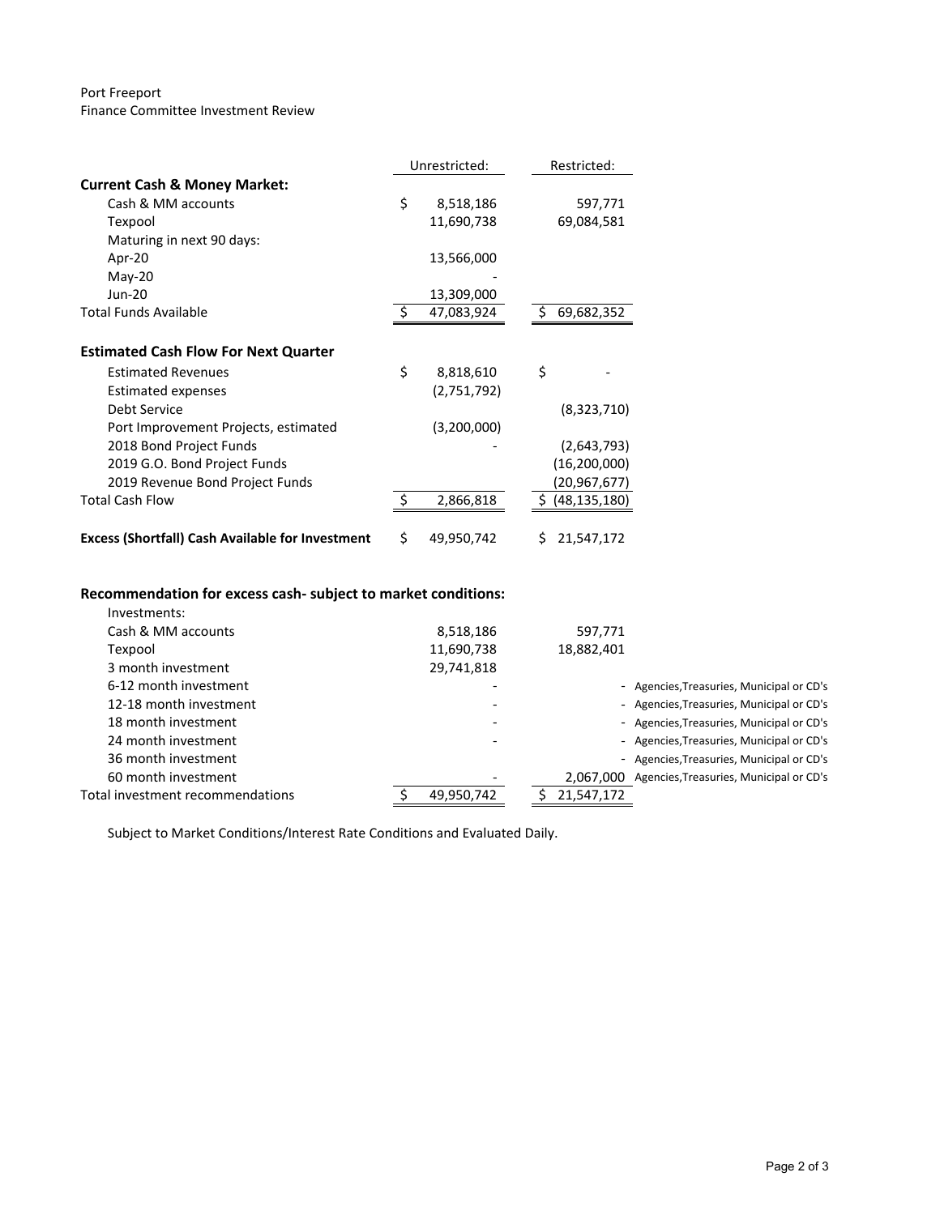Port Freeport
Finance Committee Investment Review

| | Unrestricted: | Restricted: | |
|---|---|---|---|
| **Current Cash & Money Market:** | | | |
| Cash & MM accounts | $ 8,518,186 | 597,771 | |
| Texpool | 11,690,738 | 69,084,581 | |
| Maturing in next 90 days: | | | |
| Apr-20 | 13,566,000 | | |
| May-20 | - | | |
| Jun-20 | 13,309,000 | | |
| Total Funds Available | $ 47,083,924 | $ 69,682,352 | |
| | | | |
| **Estimated Cash Flow For Next Quarter** | | | |
| Estimated Revenues | $ 8,818,610 | $ - | |
| Estimated expenses | (2,751,792) | | |
| Debt Service | | (8,323,710) | |
| Port Improvement Projects, estimated | (3,200,000) | | |
| 2018 Bond Project Funds | - | (2,643,793) | |
| 2019 G.O. Bond Project Funds | | (16,200,000) | |
| 2019 Revenue Bond Project Funds | | (20,967,677) | |
| Total Cash Flow | $ 2,866,818 | $ (48,135,180) | |
| | | | |
| **Excess (Shortfall) Cash Available for Investment** | $ 49,950,742 | $ 21,547,172 | |
| | | | |
| **Recommendation for excess cash- subject to market conditions:** | | | |
| Investments: | | | |
| Cash & MM accounts | 8,518,186 | 597,771 | |
| Texpool | 11,690,738 | 18,882,401 | |
| 3 month investment | 29,741,818 | | |
| 6-12 month investment | - | - | Agencies,Treasuries, Municipal or CD's |
| 12-18 month investment | - | - | Agencies,Treasuries, Municipal or CD's |
| 18 month investment | - | - | Agencies,Treasuries, Municipal or CD's |
| 24 month investment | - | - | Agencies,Treasuries, Municipal or CD's |
| 36 month investment | | - | Agencies,Treasuries, Municipal or CD's |
| 60 month investment | - | 2,067,000 | Agencies,Treasuries, Municipal or CD's |
| Total investment recommendations | $ 49,950,742 | $ 21,547,172 | |

Subject to Market Conditions/Interest Rate Conditions and Evaluated Daily.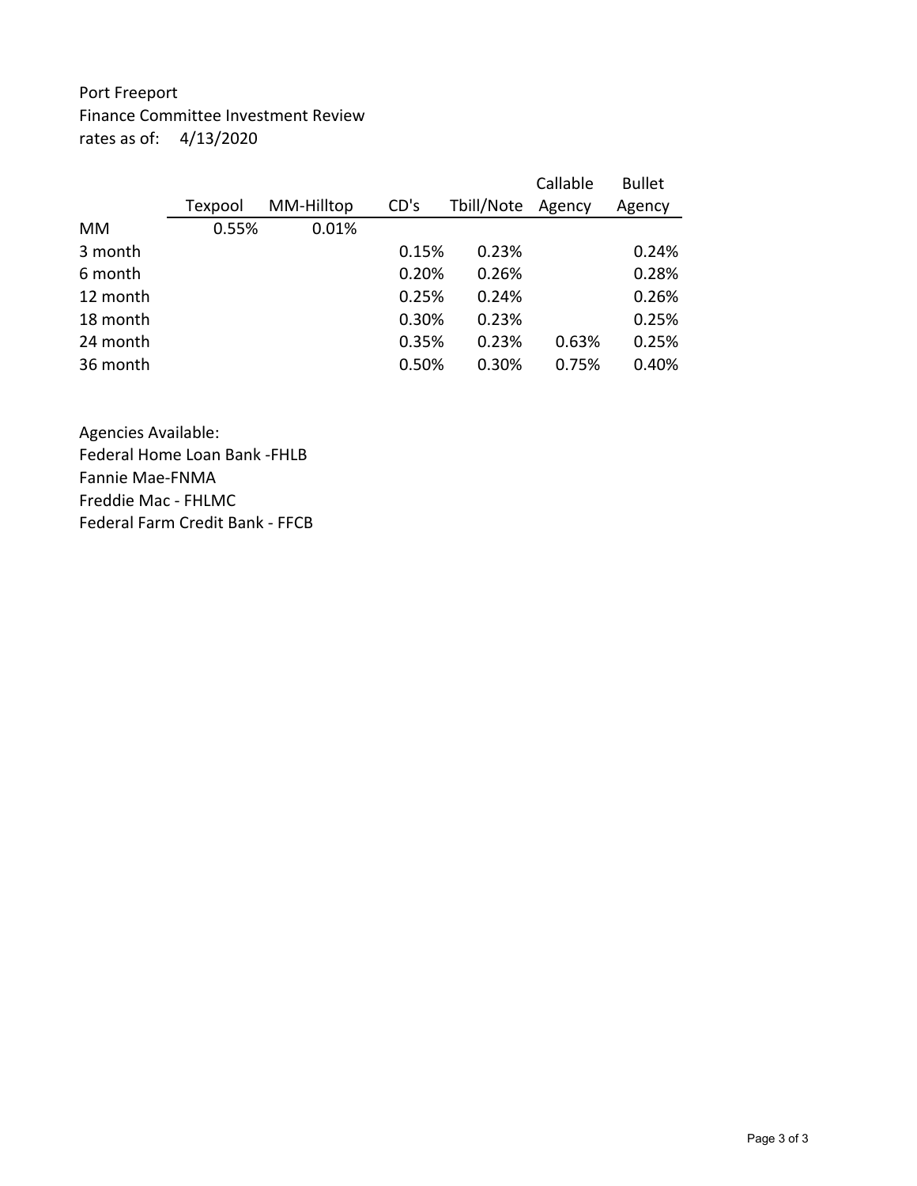Port Freeport
Finance Committee Investment Review
rates as of: 4/13/2020

| | Texpool | MM-Hilltop | CD's | Tbill/Note | Callable Agency | Bullet Agency |
|---|---|---|---|---|---|---|
| MM | 0.55% | 0.01% | | | | |
| 3 month | | | 0.15% | 0.23% | | 0.24% |
| 6 month | | | 0.20% | 0.26% | | 0.28% |
| 12 month | | | 0.25% | 0.24% | | 0.26% |
| 18 month | | | 0.30% | 0.23% | | 0.25% |
| 24 month | | | 0.35% | 0.23% | 0.63% | 0.25% |
| 36 month | | | 0.50% | 0.30% | 0.75% | 0.40% |

Agencies Available:
Federal Home Loan Bank -FHLB
Fannie Mae-FNMA
Freddie Mac - FHLMC
Federal Farm Credit Bank - FFCB